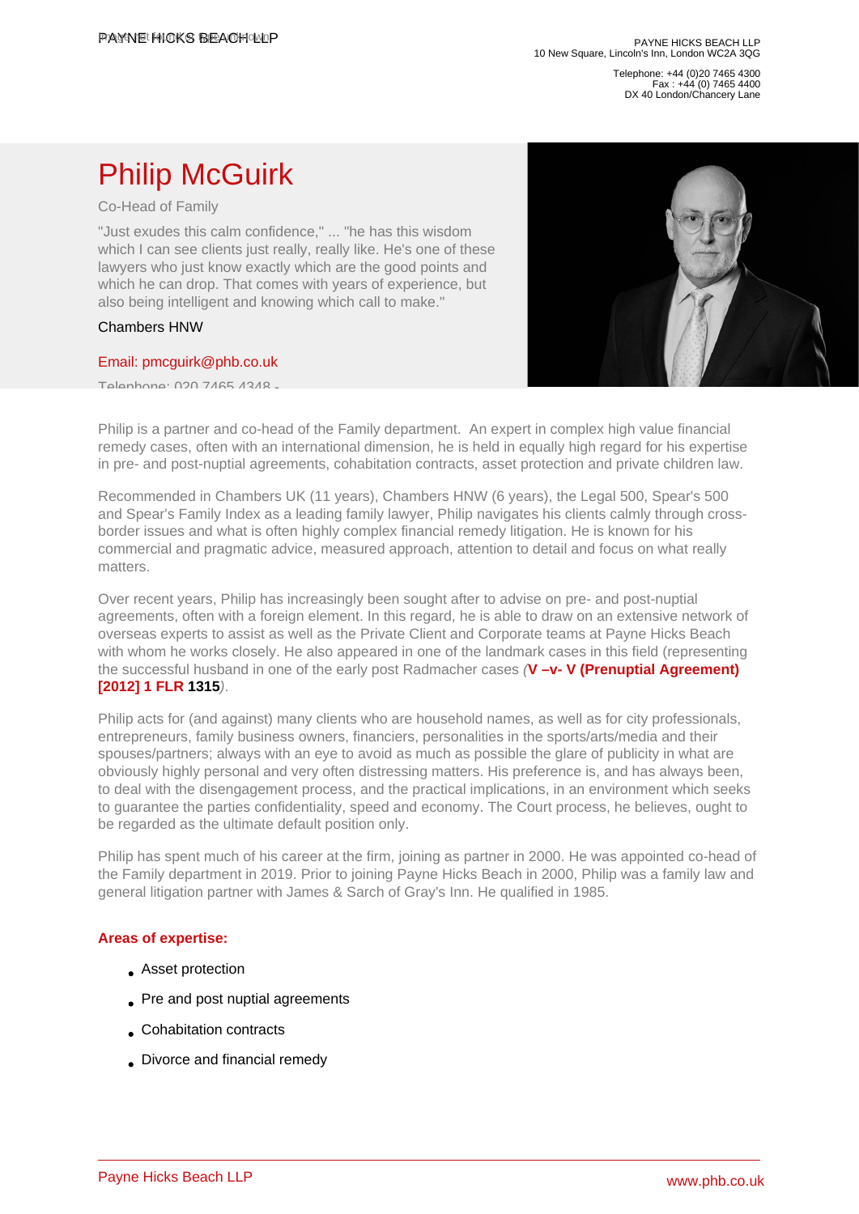PAYNE HICKS BEACH LLP
10 New Square, Lincoln's Inn, London WC2A 3QG

Telephone: +44 (0)20 7465 4300
Fax : +44 (0) 7465 4400
DX 40 London/Chancery Lane

# Philip McGuirk

Co-Head of Family

"Just exudes this calm confidence," ... "he has this wisdom which I can see clients just really, really like. He's one of these lawyers who just know exactly which are the good points and which he can drop. That comes with years of experience, but also being intelligent and knowing which call to make."

Chambers HNW

Email: pmcguirk@phb.co.uk

Telephone: 020 7465 4348 -

Philip is a partner and co-head of the Family department. An expert in complex high value financial remedy cases, often with an international dimension, he is held in equally high regard for his expertise in pre- and post-nuptial agreements, cohabitation contracts, asset protection and private children law.

Recommended in Chambers UK (11 years), Chambers HNW (6 years), the Legal 500, Spear's 500 and Spear's Family Index as a leading family lawyer, Philip navigates his clients calmly through cross-border issues and what is often highly complex financial remedy litigation. He is known for his commercial and pragmatic advice, measured approach, attention to detail and focus on what really matters.

Over recent years, Philip has increasingly been sought after to advise on pre- and post-nuptial agreements, often with a foreign element. In this regard, he is able to draw on an extensive network of overseas experts to assist as well as the Private Client and Corporate teams at Payne Hicks Beach with whom he works closely. He also appeared in one of the landmark cases in this field (representing the successful husband in one of the early post Radmacher cases (**V –v- V (Prenuptial Agreement) [2012] 1 FLR 1315**).

Philip acts for (and against) many clients who are household names, as well as for city professionals, entrepreneurs, family business owners, financiers, personalities in the sports/arts/media and their spouses/partners; always with an eye to avoid as much as possible the glare of publicity in what are obviously highly personal and very often distressing matters. His preference is, and has always been, to deal with the disengagement process, and the practical implications, in an environment which seeks to guarantee the parties confidentiality, speed and economy. The Court process, he believes, ought to be regarded as the ultimate default position only.

Philip has spent much of his career at the firm, joining as partner in 2000. He was appointed co-head of the Family department in 2019. Prior to joining Payne Hicks Beach in 2000, Philip was a family law and general litigation partner with James & Sarch of Gray's Inn. He qualified in 1985.

**Areas of expertise:**

- Asset protection
- Pre and post nuptial agreements
- Cohabitation contracts
- Divorce and financial remedy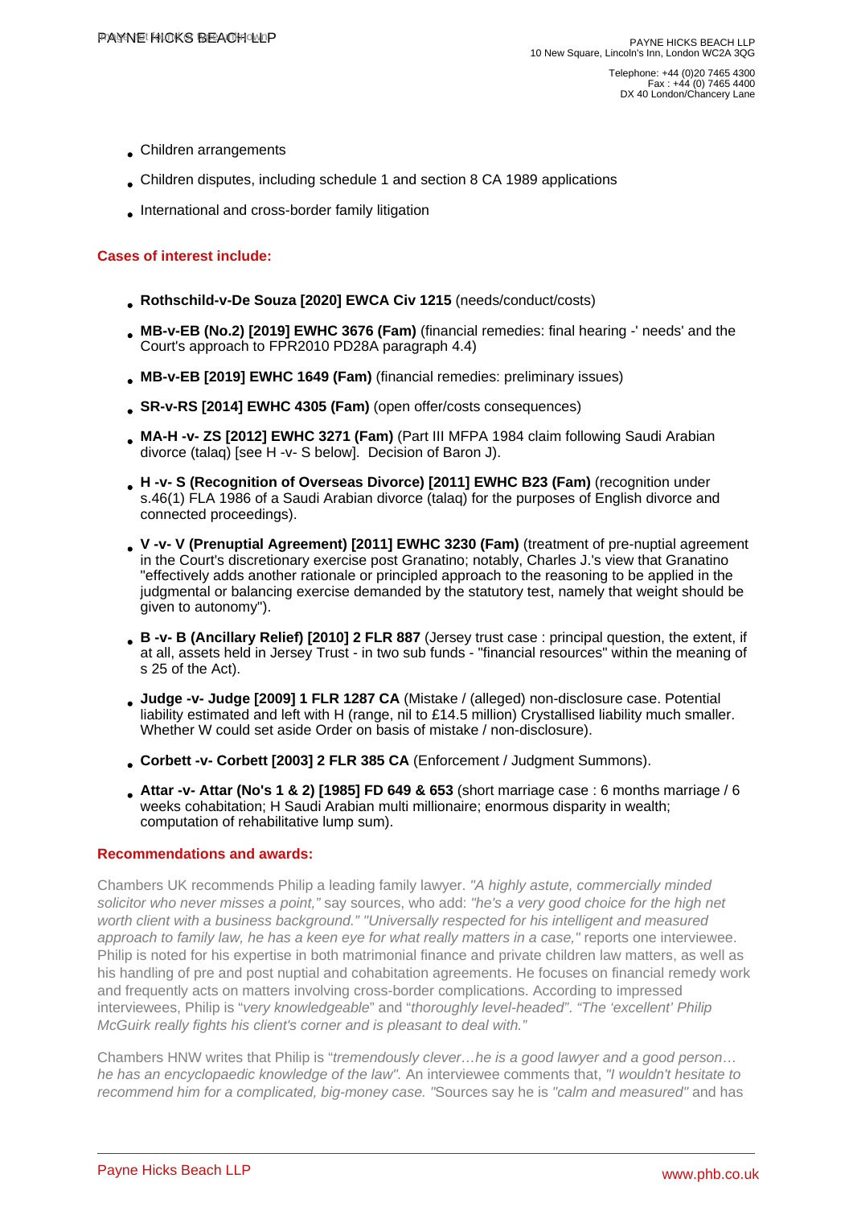- Children arrangements
- Children disputes, including schedule 1 and section 8 CA 1989 applications
- International and cross-border family litigation

## Cases of interest include:

- **Rothschild-v-De Souza [2020] EWCA Civ 1215** (needs/conduct/costs)
- **MB-v-EB (No.2) [2019] EWHC 3676 (Fam)** (financial remedies: final hearing -' needs' and the Court's approach to FPR2010 PD28A paragraph 4.4)
- **MB-v-EB [2019] EWHC 1649 (Fam)** (financial remedies: preliminary issues)
- **SR-v-RS [2014] EWHC 4305 (Fam)** (open offer/costs consequences)
- **MA-H -v- ZS [2012] EWHC 3271 (Fam)** (Part III MFPA 1984 claim following Saudi Arabian divorce (talaq) [see H -v- S below]. Decision of Baron J).
- **H -v- S (Recognition of Overseas Divorce) [2011] EWHC B23 (Fam)** (recognition under s.46(1) FLA 1986 of a Saudi Arabian divorce (talaq) for the purposes of English divorce and connected proceedings).
- **V -v- V (Prenuptial Agreement) [2011] EWHC 3230 (Fam)** (treatment of pre-nuptial agreement in the Court's discretionary exercise post Granatino; notably, Charles J.'s view that Granatino "effectively adds another rationale or principled approach to the reasoning to be applied in the judgmental or balancing exercise demanded by the statutory test, namely that weight should be given to autonomy").
- **B -v- B (Ancillary Relief) [2010] 2 FLR 887** (Jersey trust case : principal question, the extent, if at all, assets held in Jersey Trust - in two sub funds - "financial resources" within the meaning of s 25 of the Act).
- **Judge -v- Judge [2009] 1 FLR 1287 CA** (Mistake / (alleged) non-disclosure case. Potential liability estimated and left with H (range, nil to £14.5 million) Crystallised liability much smaller. Whether W could set aside Order on basis of mistake / non-disclosure).
- **Corbett -v- Corbett [2003] 2 FLR 385 CA** (Enforcement / Judgment Summons).
- **Attar -v- Attar (No's 1 & 2) [1985] FD 649 & 653** (short marriage case : 6 months marriage / 6 weeks cohabitation; H Saudi Arabian multi millionaire; enormous disparity in wealth; computation of rehabilitative lump sum).

## Recommendations and awards:

Chambers UK recommends Philip a leading family lawyer. *"A highly astute, commercially minded solicitor who never misses a point,"* say sources, who add: *"he's a very good choice for the high net worth client with a business background." "Universally respected for his intelligent and measured approach to family law, he has a keen eye for what really matters in a case,"* reports one interviewee. Philip is noted for his expertise in both matrimonial finance and private children law matters, as well as his handling of pre and post nuptial and cohabitation agreements. He focuses on financial remedy work and frequently acts on matters involving cross-border complications. According to impressed interviewees, Philip is "*very knowledgeable*" and "*thoroughly level-headed*". *"The 'excellent' Philip McGuirk really fights his client's corner and is pleasant to deal with."*

Chambers HNW writes that Philip is "*tremendously clever…he is a good lawyer and a good person… he has an encyclopaedic knowledge of the law".* An interviewee comments that, *"I wouldn't hesitate to recommend him for a complicated, big-money case. "*Sources say he is *"calm and measured"* and has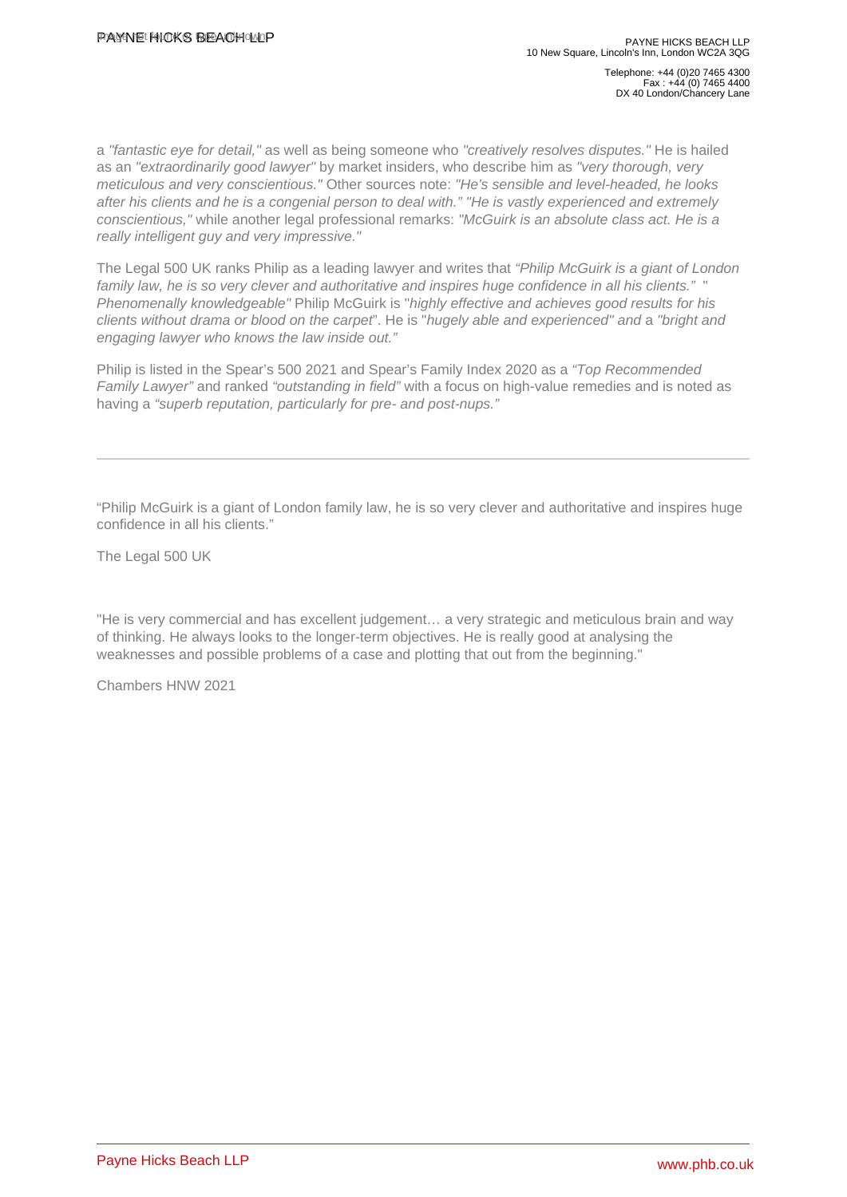a *"fantastic eye for detail,"* as well as being someone who *"creatively resolves disputes."* He is hailed as an *"extraordinarily good lawyer"* by market insiders, who describe him as *"very thorough, very meticulous and very conscientious."* Other sources note: *"He's sensible and level-headed, he looks after his clients and he is a congenial person to deal with." "He is vastly experienced and extremely conscientious,"* while another legal professional remarks: *"McGuirk is an absolute class act. He is a really intelligent guy and very impressive."*

The Legal 500 UK ranks Philip as a leading lawyer and writes that *"Philip McGuirk is a giant of London family law, he is so very clever and authoritative and inspires huge confidence in all his clients."* " *Phenomenally knowledgeable"* Philip McGuirk is "*highly effective and achieves good results for his clients without drama or blood on the carpet*". He is "*hugely able and experienced" and* a *"bright and engaging lawyer who knows the law inside out."*

Philip is listed in the Spear's 500 2021 and Spear's Family Index 2020 as a *"Top Recommended Family Lawyer"* and ranked *"outstanding in field"* with a focus on high-value remedies and is noted as having a *"superb reputation, particularly for pre- and post-nups."*

---

"Philip McGuirk is a giant of London family law, he is so very clever and authoritative and inspires huge confidence in all his clients."

The Legal 500 UK

"He is very commercial and has excellent judgement… a very strategic and meticulous brain and way of thinking. He always looks to the longer-term objectives. He is really good at analysing the weaknesses and possible problems of a case and plotting that out from the beginning."

Chambers HNW 2021